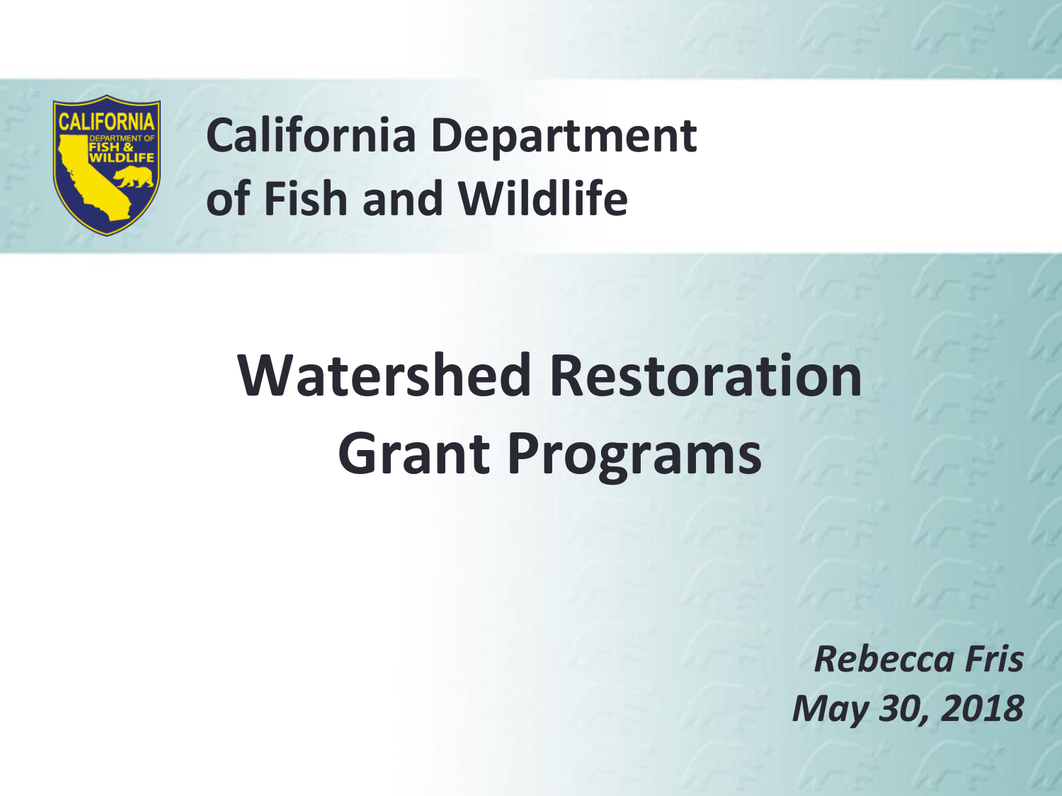# California Department of Fish and Wildlife

# Watershed Restoration Grant Programs

*Rebecca Fris*

*May 30, 2018*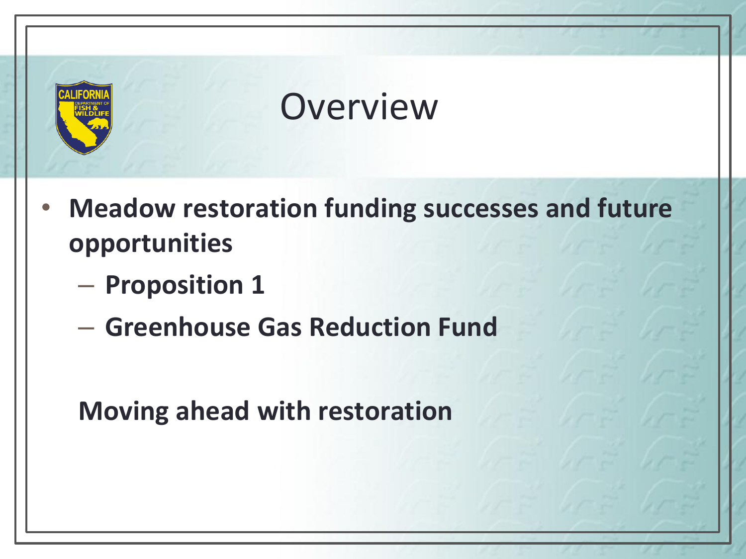# Overview

- **Meadow restoration funding successes and future opportunities**
  - **Proposition 1**
  - **Greenhouse Gas Reduction Fund**

**Moving ahead with restoration**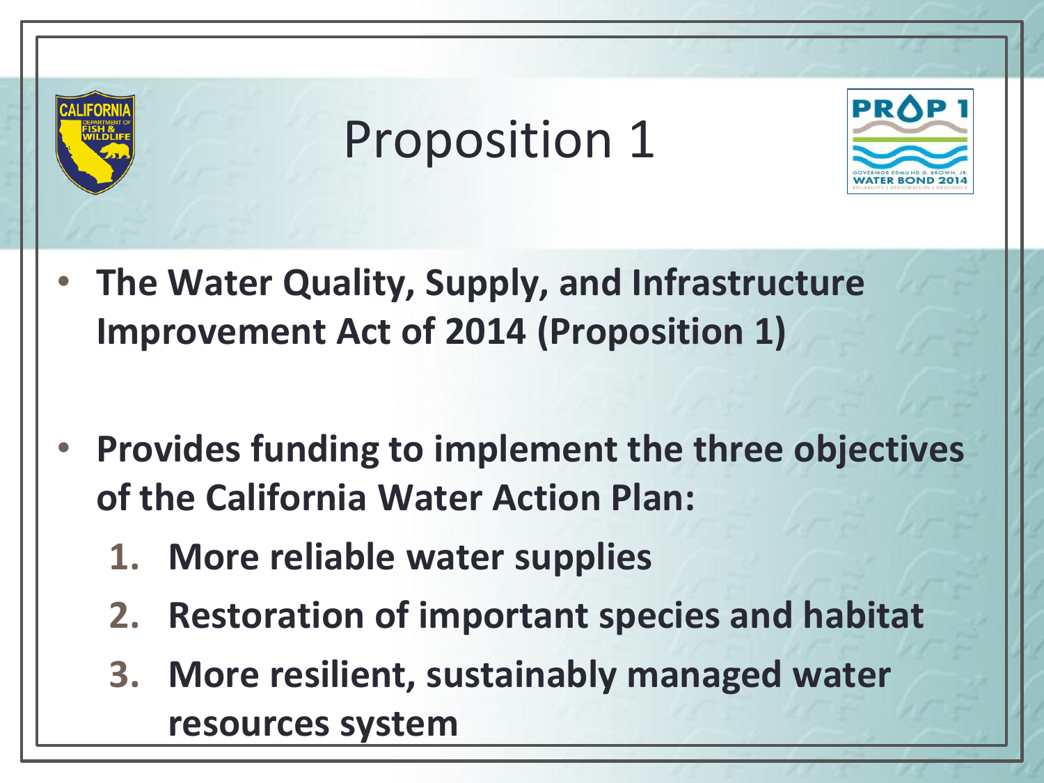# Proposition 1

- **The Water Quality, Supply, and Infrastructure Improvement Act of 2014 (Proposition 1)**

- **Provides funding to implement the three objectives of the California Water Action Plan:**
  1. **More reliable water supplies**
  2. **Restoration of important species and habitat**
  3. **More resilient, sustainably managed water resources system**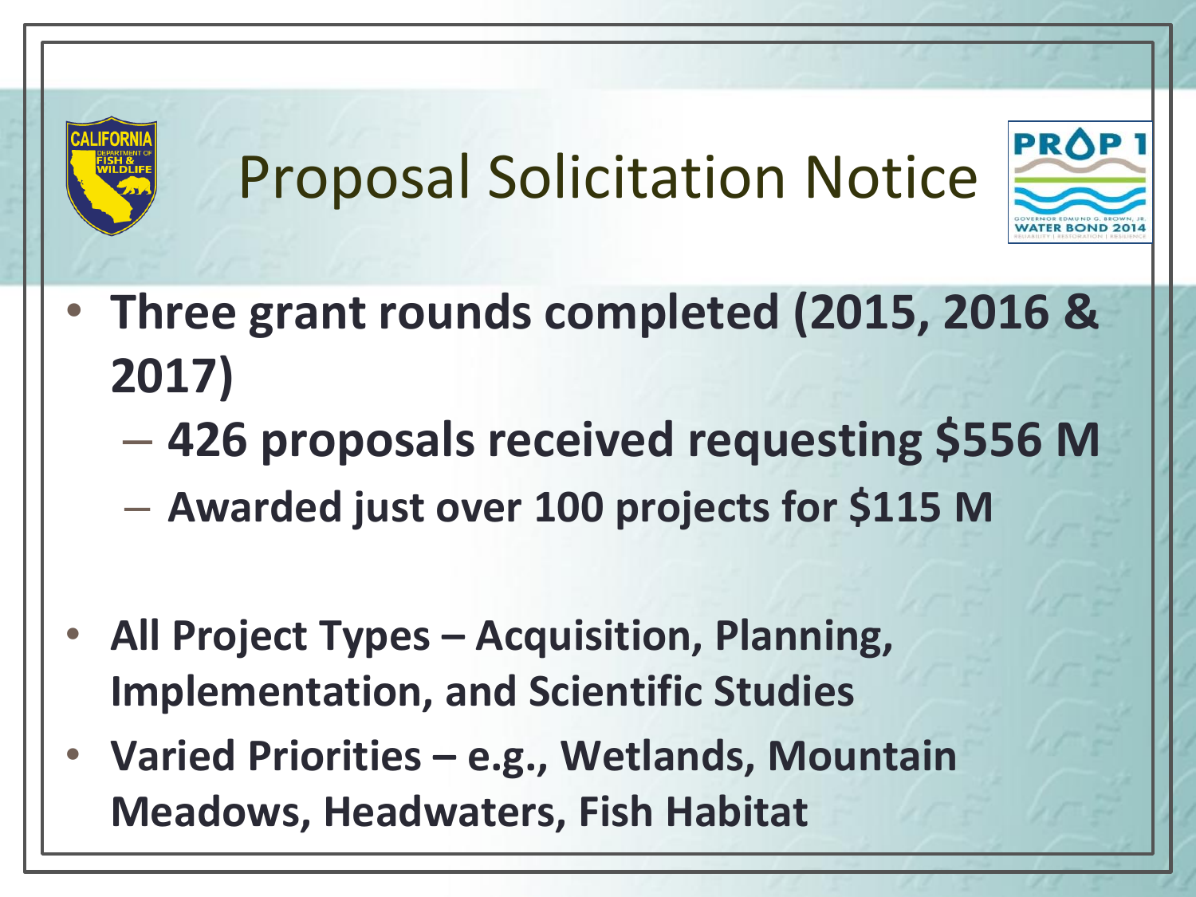# Proposal Solicitation Notice

- **Three grant rounds completed (2015, 2016 & 2017)**
  - **426 proposals received requesting $556 M**
  - **Awarded just over 100 projects for $115 M**

- **All Project Types – Acquisition, Planning, Implementation, and Scientific Studies**
- **Varied Priorities – e.g., Wetlands, Mountain Meadows, Headwaters, Fish Habitat**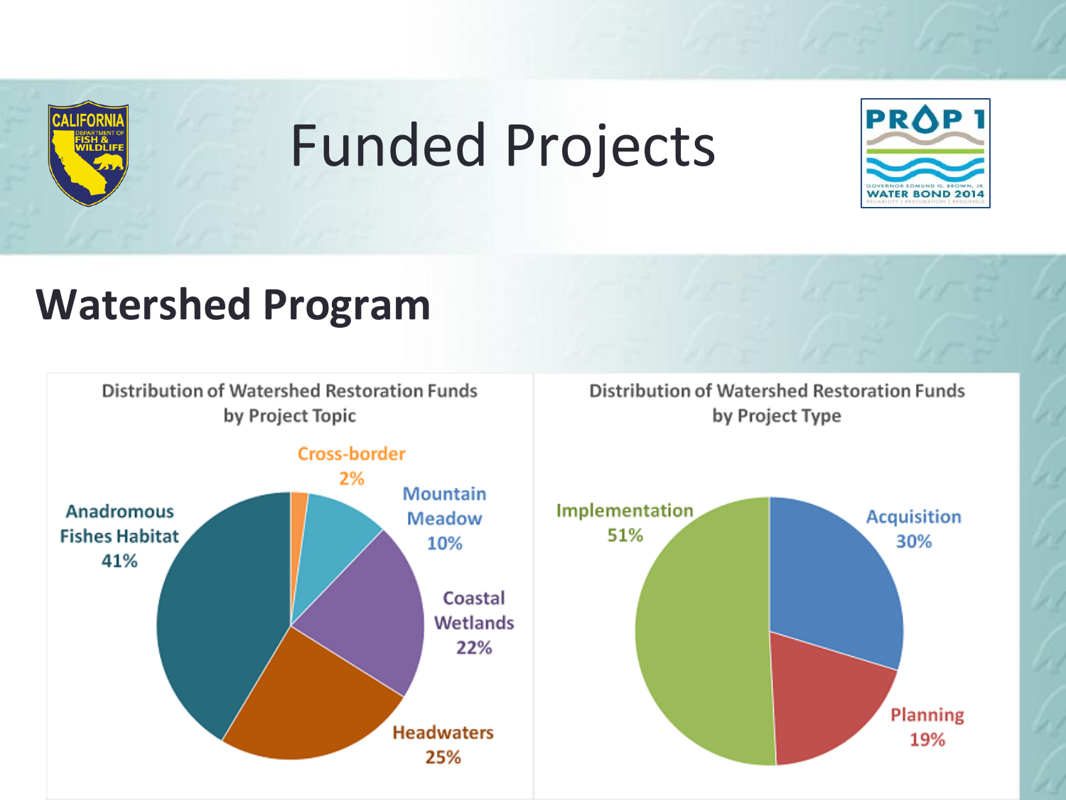# Funded Projects

## Watershed Program

**Distribution of Watershed Restoration Funds by Project Topic**

- Cross-border 2%
- Mountain Meadow 10%
- Coastal Wetlands 22%
- Headwaters 25%
- Anadromous Fishes Habitat 41%

**Distribution of Watershed Restoration Funds by Project Type**

- Implementation 51%
- Acquisition 30%
- Planning 19%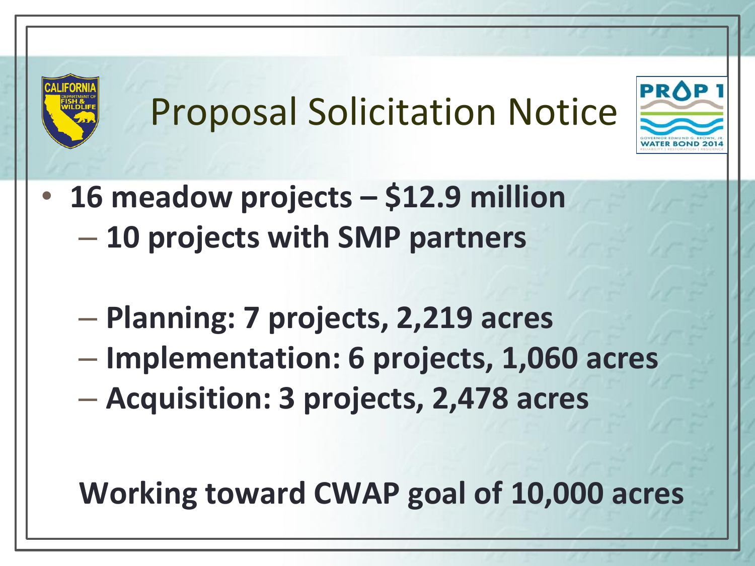# Proposal Solicitation Notice

- **16 meadow projects – $12.9 million**
  - **10 projects with SMP partners**
  - **Planning: 7 projects, 2,219 acres**
  - **Implementation: 6 projects, 1,060 acres**
  - **Acquisition: 3 projects, 2,478 acres**

**Working toward CWAP goal of 10,000 acres**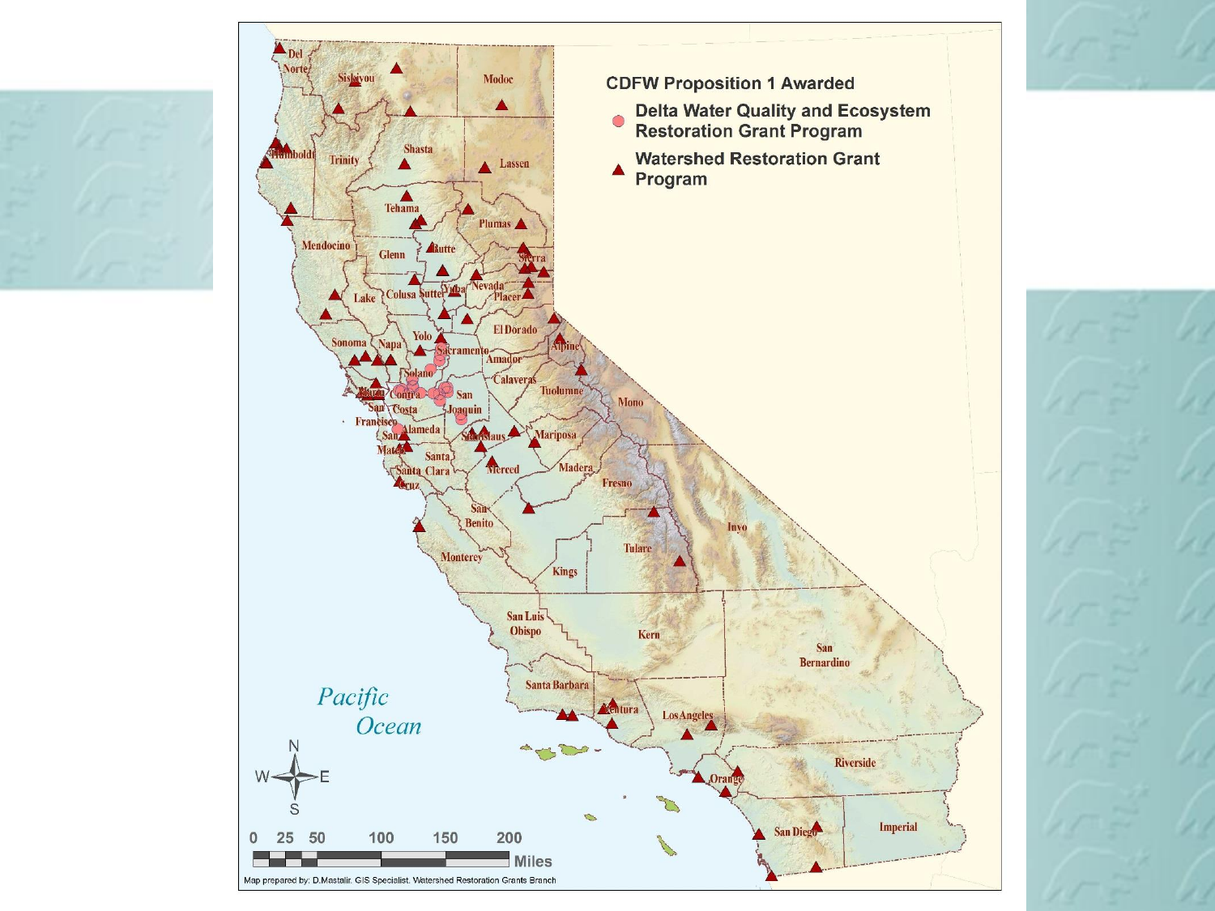CDFW Proposition 1 Awarded

- Delta Water Quality and Ecosystem Restoration Grant Program
- Watershed Restoration Grant Program

Map prepared by: D.Mastalir, GIS Specialist, Watershed Restoration Grants Branch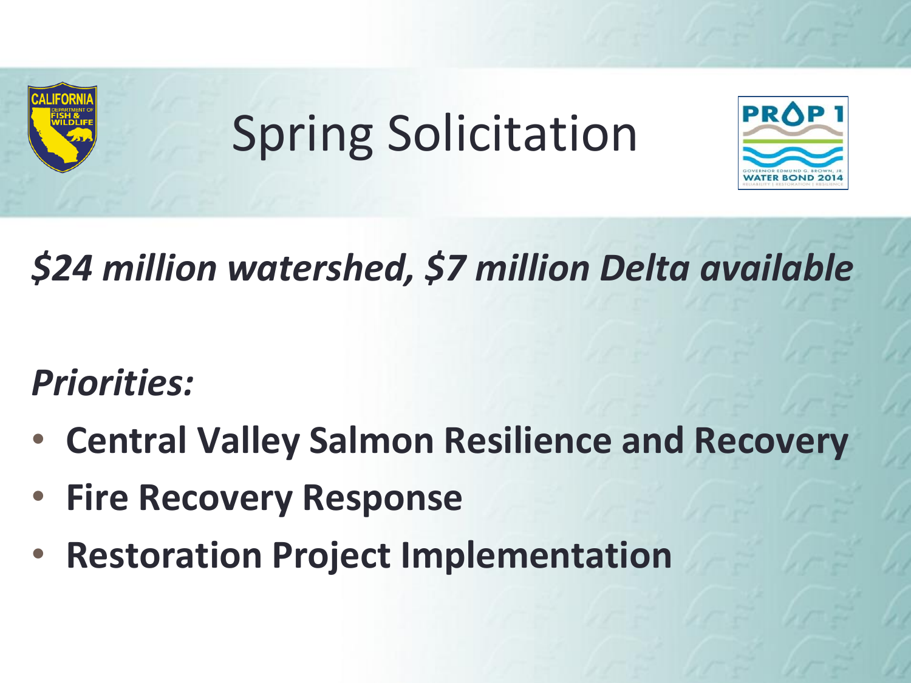# Spring Solicitation

***$24 million watershed, $7 million Delta available***

***Priorities:***

- **Central Valley Salmon Resilience and Recovery**
- **Fire Recovery Response**
- **Restoration Project Implementation**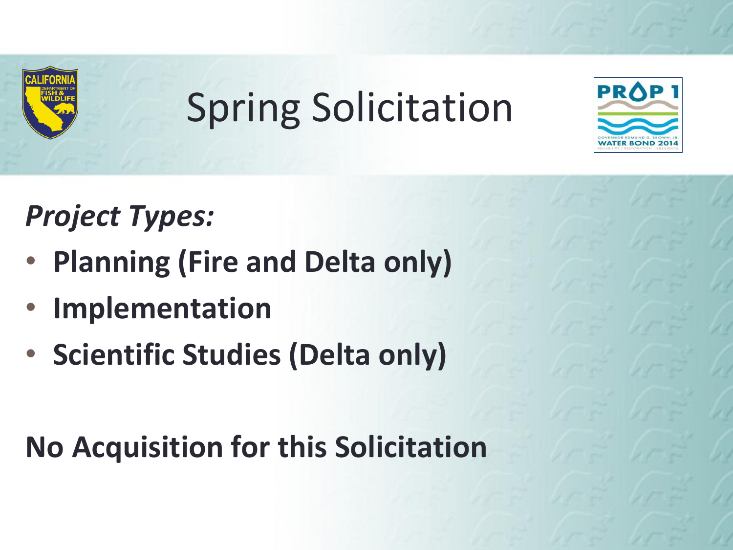# Spring Solicitation

***Project Types:***

- **Planning (Fire and Delta only)**
- **Implementation**
- **Scientific Studies (Delta only)**

**No Acquisition for this Solicitation**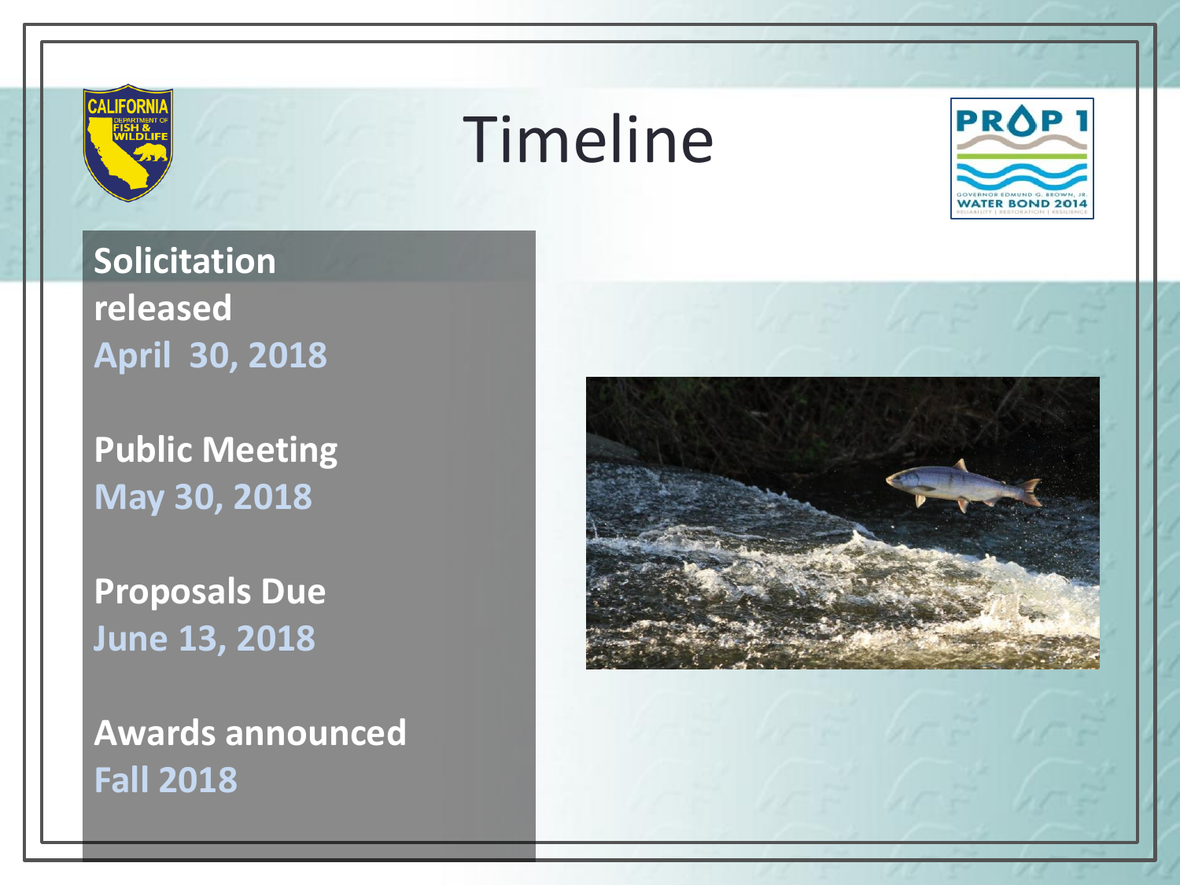# Timeline

**Solicitation released**
**April 30, 2018**

**Public Meeting**
**May 30, 2018**

**Proposals Due**
**June 13, 2018**

**Awards announced**
**Fall 2018**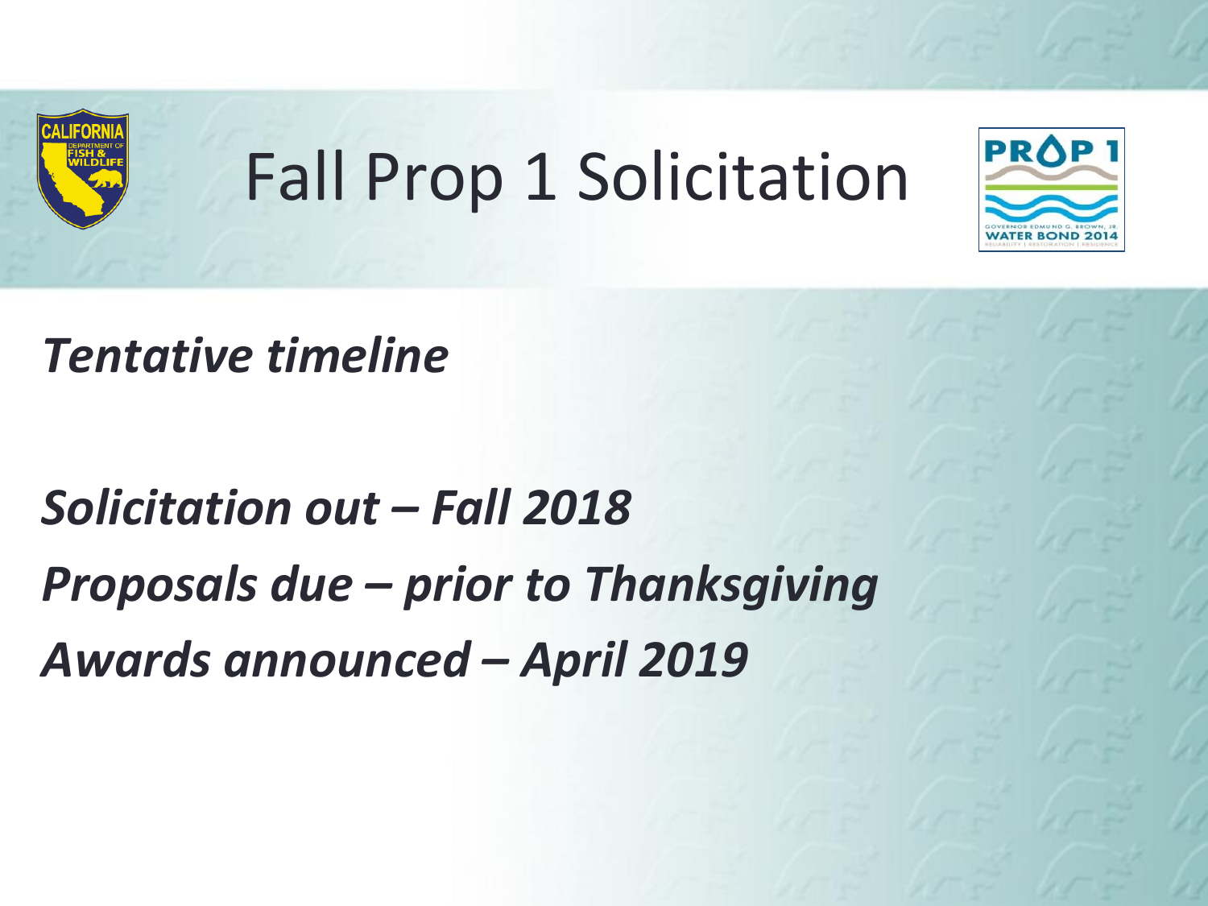# Fall Prop 1 Solicitation

***Tentative timeline***

***Solicitation out – Fall 2018***

***Proposals due – prior to Thanksgiving***

***Awards announced – April 2019***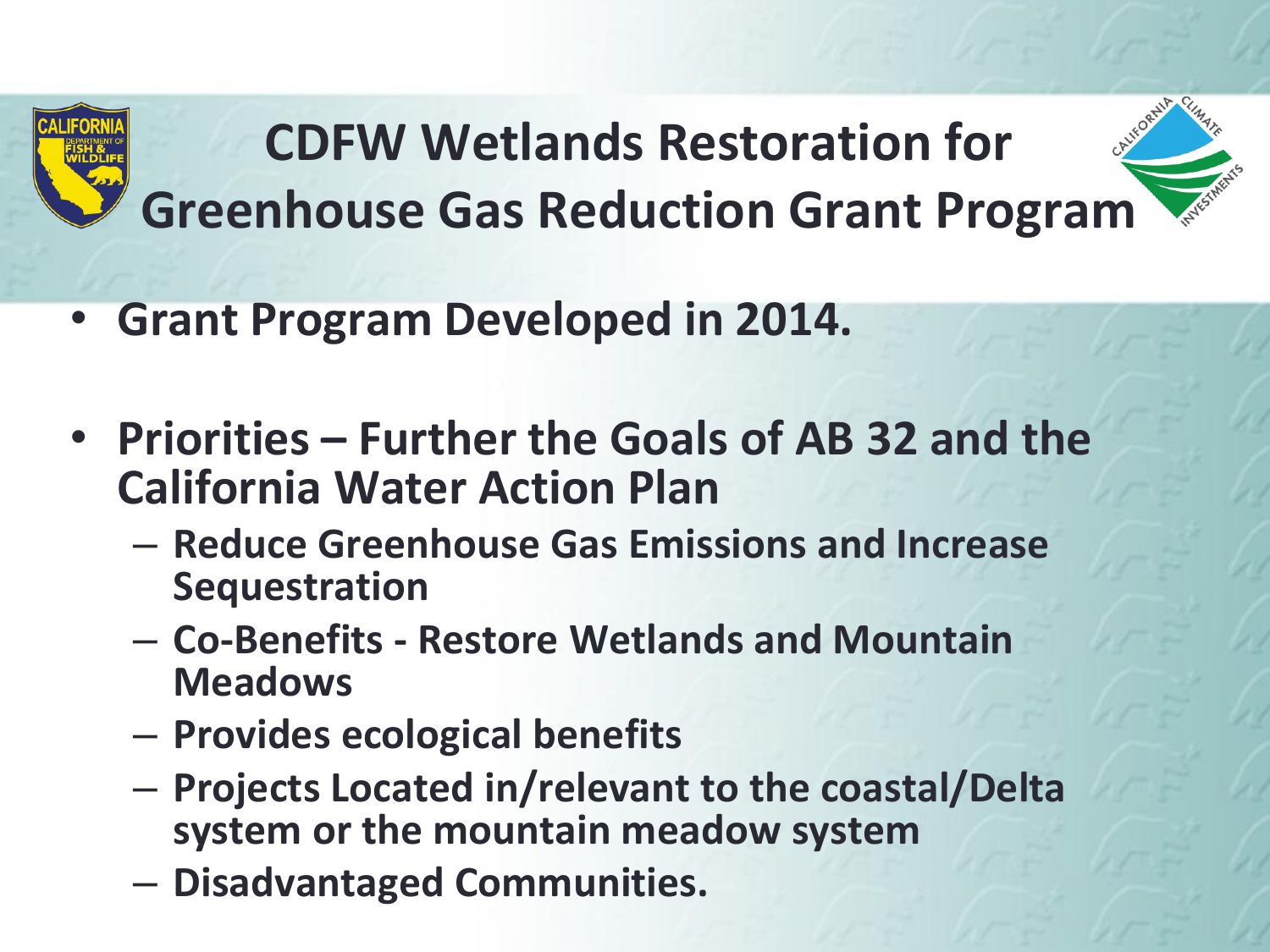# CDFW Wetlands Restoration for Greenhouse Gas Reduction Grant Program

- **Grant Program Developed in 2014.**
- **Priorities – Further the Goals of AB 32 and the California Water Action Plan**
  - **Reduce Greenhouse Gas Emissions and Increase Sequestration**
  - **Co-Benefits - Restore Wetlands and Mountain Meadows**
  - **Provides ecological benefits**
  - **Projects Located in/relevant to the coastal/Delta system or the mountain meadow system**
  - **Disadvantaged Communities.**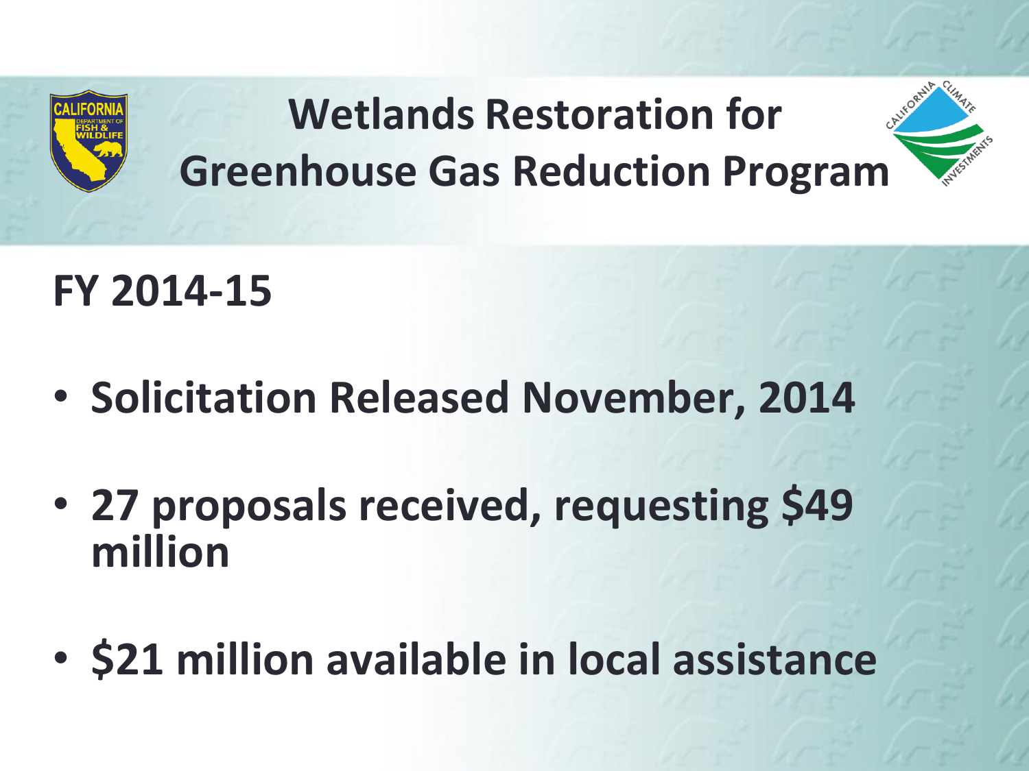# Wetlands Restoration for Greenhouse Gas Reduction Program

## FY 2014-15

- **Solicitation Released November, 2014**
- **27 proposals received, requesting $49 million**
- **$21 million available in local assistance**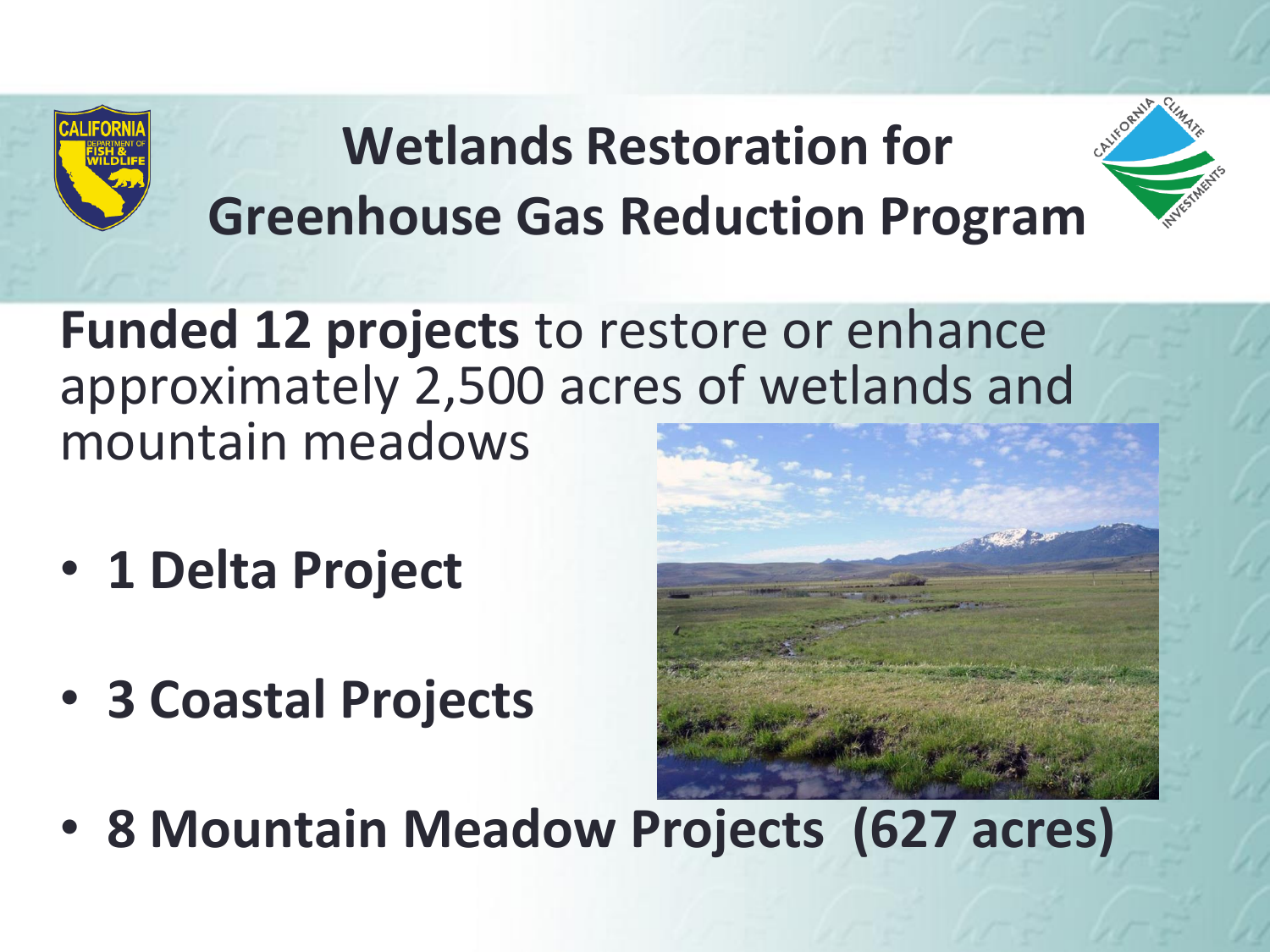# Wetlands Restoration for Greenhouse Gas Reduction Program

**Funded 12 projects** to restore or enhance approximately 2,500 acres of wetlands and mountain meadows

- **1 Delta Project**
- **3 Coastal Projects**
- **8 Mountain Meadow Projects (627 acres)**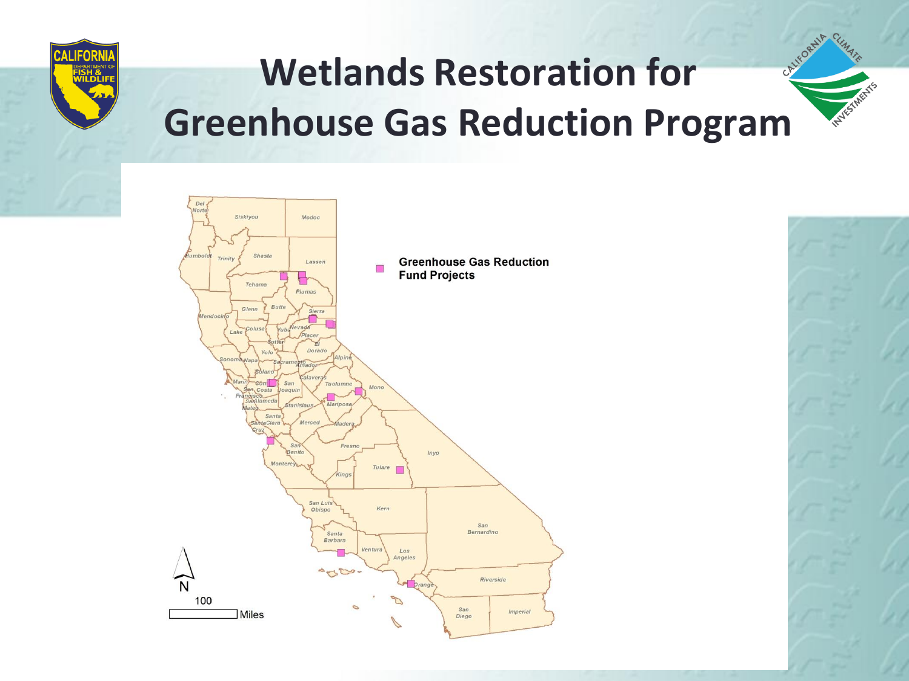# Wetlands Restoration for Greenhouse Gas Reduction Program

Greenhouse Gas Reduction Fund Projects

N

100 Miles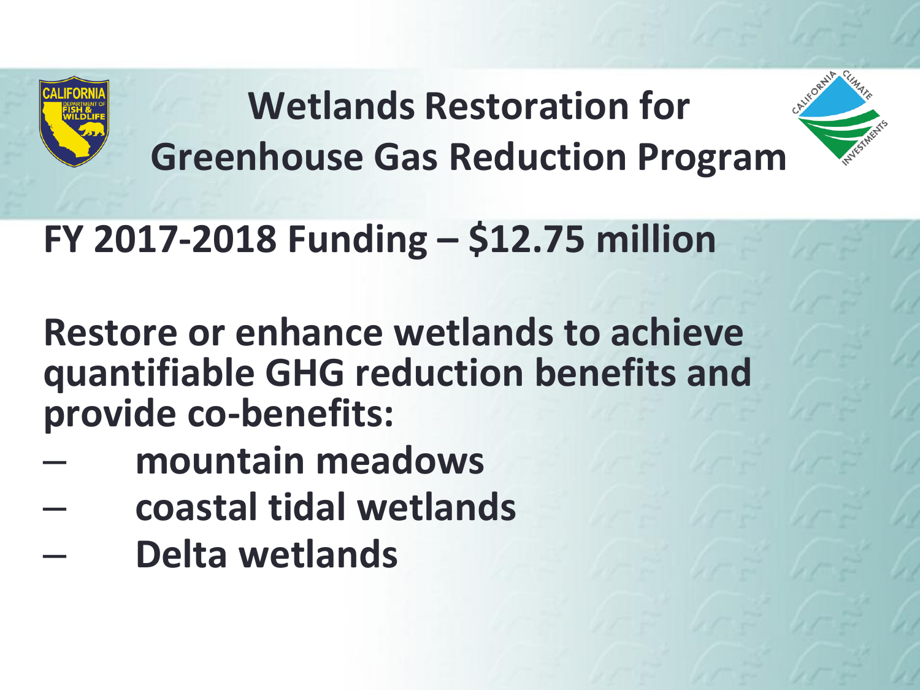# Wetlands Restoration for Greenhouse Gas Reduction Program

## FY 2017-2018 Funding – $12.75 million

**Restore or enhance wetlands to achieve quantifiable GHG reduction benefits and provide co-benefits:**

- mountain meadows
- coastal tidal wetlands
- Delta wetlands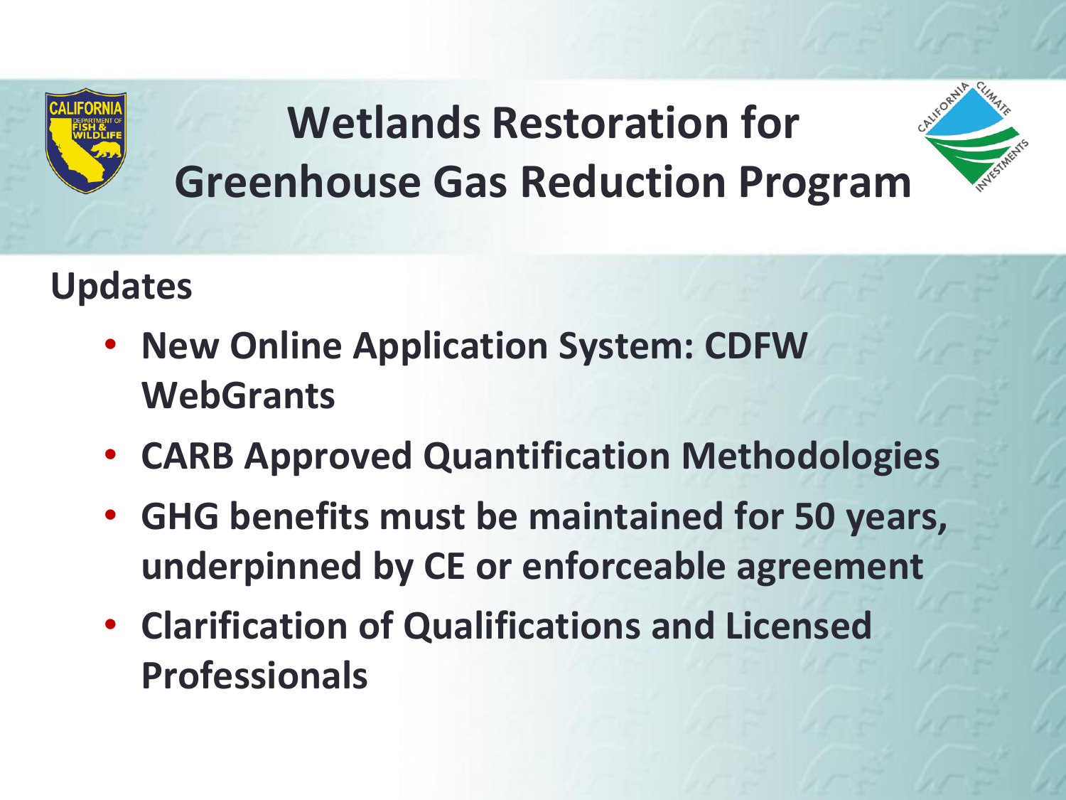# Wetlands Restoration for Greenhouse Gas Reduction Program

## Updates

- New Online Application System: CDFW WebGrants
- CARB Approved Quantification Methodologies
- GHG benefits must be maintained for 50 years, underpinned by CE or enforceable agreement
- Clarification of Qualifications and Licensed Professionals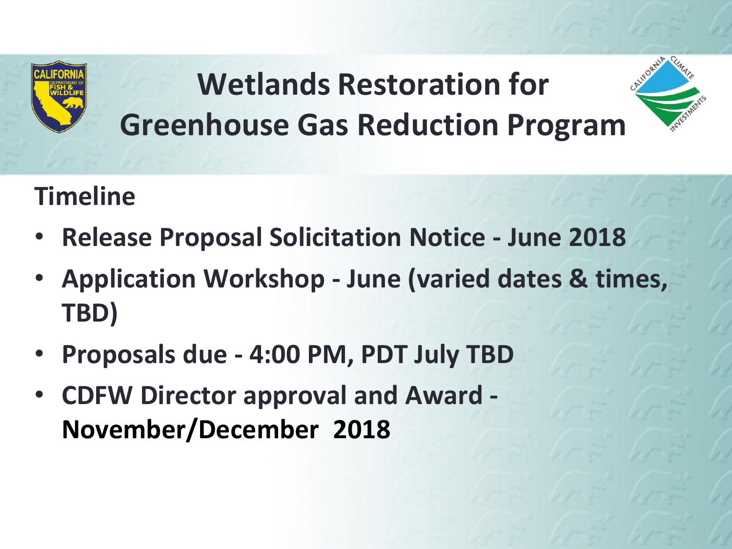# Wetlands Restoration for Greenhouse Gas Reduction Program

## Timeline

- **Release Proposal Solicitation Notice - June 2018**
- **Application Workshop - June (varied dates & times, TBD)**
- **Proposals due - 4:00 PM, PDT July TBD**
- **CDFW Director approval and Award - November/December 2018**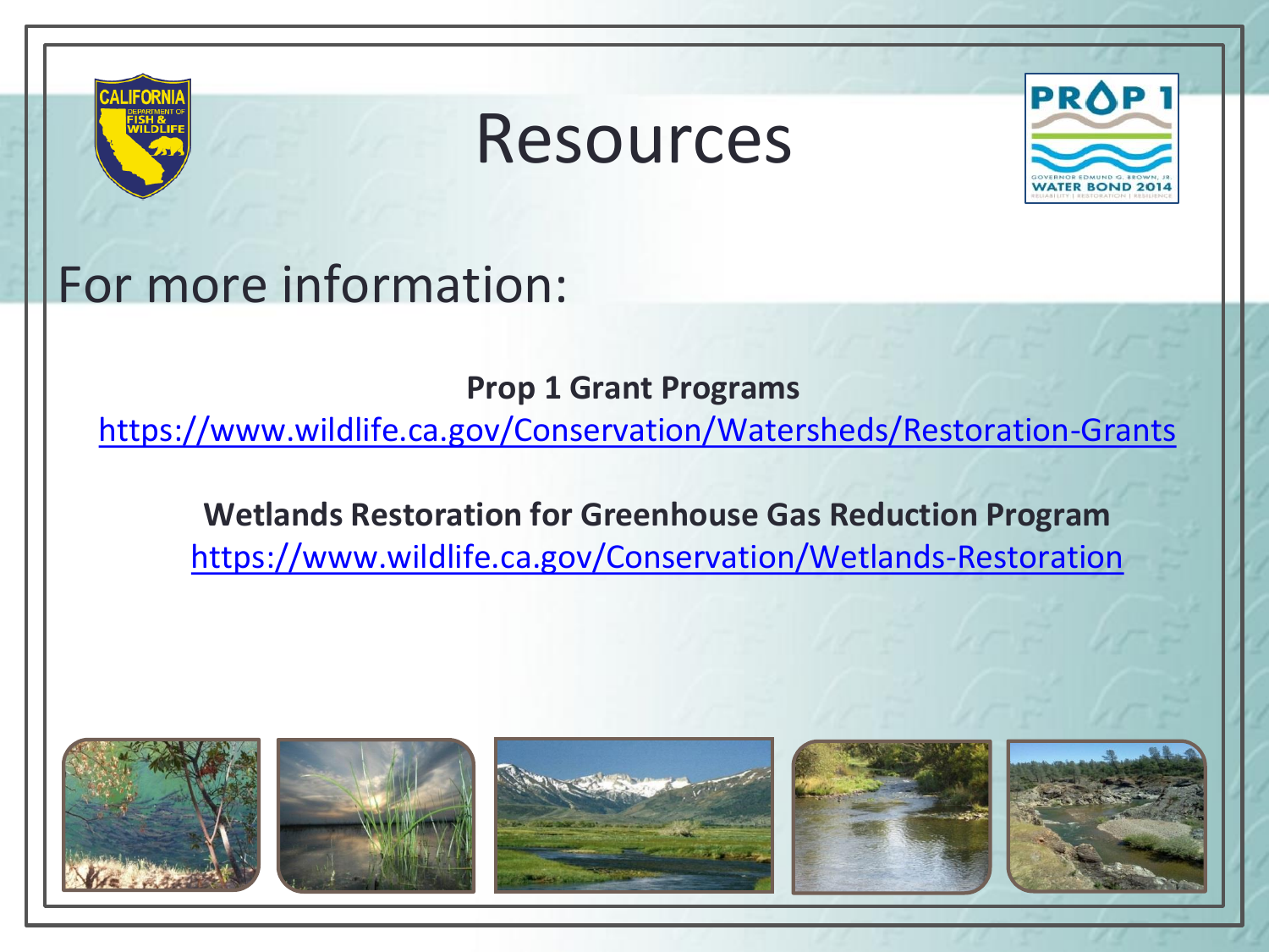# Resources

## For more information:

**Prop 1 Grant Programs**

https://www.wildlife.ca.gov/Conservation/Watersheds/Restoration-Grants

**Wetlands Restoration for Greenhouse Gas Reduction Program**

https://www.wildlife.ca.gov/Conservation/Wetlands-Restoration